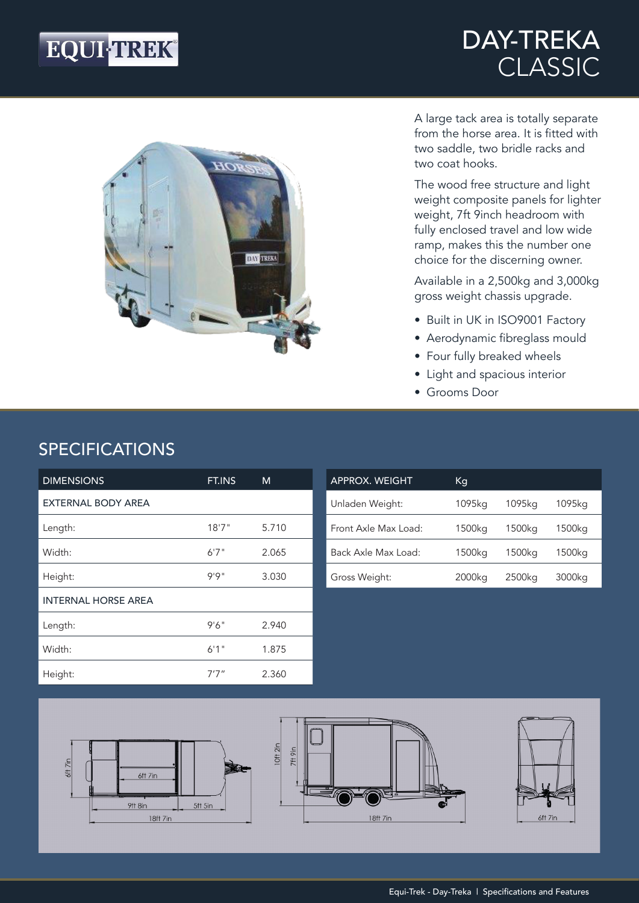# DAY-TREKA CLASSIC

A large tack area is totally separate from the horse area. It is fitted with two saddle, two bridle racks and two coat hooks.

The wood free structure and light weight composite panels for lighter weight, 7ft 9inch headroom with fully enclosed travel and low wide ramp, makes this the number one choice for the discerning owner.

Available in a 2,500kg and 3,000kg gross weight chassis upgrade.

- Built in UK in ISO9001 Factory
- Aerodynamic fibreglass mould
- Four fully breaked wheels
- Light and spacious interior
- Grooms Door

## SPECIFICATIONS

| DIMENSIONS | FT.INS | M |
|---|---|---|
| **EXTERNAL BODY AREA** | | |
| Length: | 18'7" | 5.710 |
| Width: | 6'7" | 2.065 |
| Height: | 9'9" | 3.030 |
| **INTERNAL HORSE AREA** | | |
| Length: | 9'6" | 2.940 |
| Width: | 6'1" | 1.875 |
| Height: | 7'7" | 2.360 |

| APPROX. WEIGHT | Kg | | |
|---|---|---|---|
| Unladen Weight: | 1095kg | 1095kg | 1095kg |
| Front Axle Max Load: | 1500kg | 1500kg | 1500kg |
| Back Axle Max Load: | 1500kg | 1500kg | 1500kg |
| Gross Weight: | 2000kg | 2500kg | 3000kg |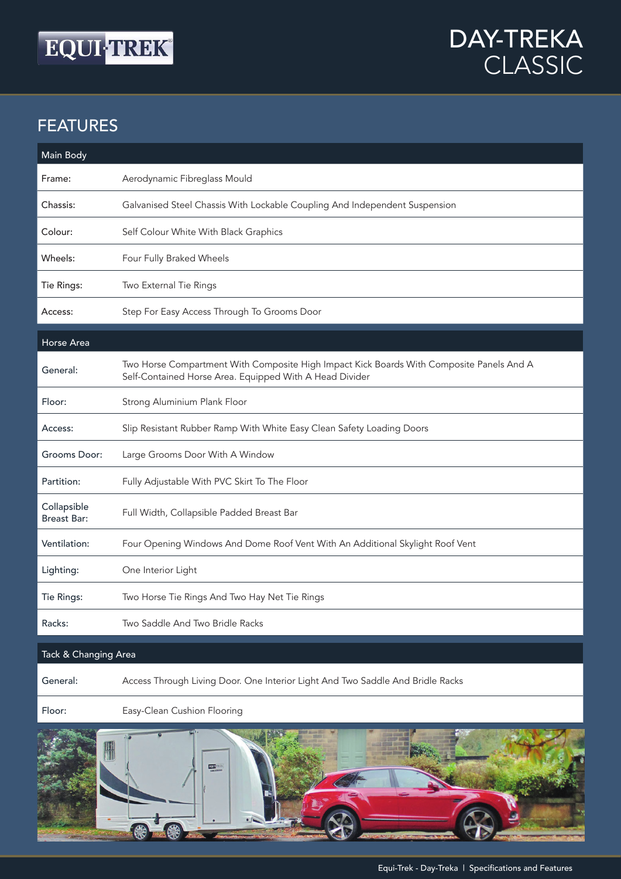# DAY-TREKA CLASSIC

## FEATURES

| Main Body | |
|---|---|
| Frame: | Aerodynamic Fibreglass Mould |
| Chassis: | Galvanised Steel Chassis With Lockable Coupling And Independent Suspension |
| Colour: | Self Colour White With Black Graphics |
| Wheels: | Four Fully Braked Wheels |
| Tie Rings: | Two External Tie Rings |
| Access: | Step For Easy Access Through To Grooms Door |

| Horse Area | |
|---|---|
| General: | Two Horse Compartment With Composite High Impact Kick Boards With Composite Panels And A Self-Contained Horse Area. Equipped With A Head Divider |
| Floor: | Strong Aluminium Plank Floor |
| Access: | Slip Resistant Rubber Ramp With White Easy Clean Safety Loading Doors |
| Grooms Door: | Large Grooms Door With A Window |
| Partition: | Fully Adjustable With PVC Skirt To The Floor |
| Collapsible Breast Bar: | Full Width, Collapsible Padded Breast Bar |
| Ventilation: | Four Opening Windows And Dome Roof Vent With An Additional Skylight Roof Vent |
| Lighting: | One Interior Light |
| Tie Rings: | Two Horse Tie Rings And Two Hay Net Tie Rings |
| Racks: | Two Saddle And Two Bridle Racks |

| Tack & Changing Area | |
|---|---|
| General: | Access Through Living Door. One Interior Light And Two Saddle And Bridle Racks |
| Floor: | Easy-Clean Cushion Flooring |